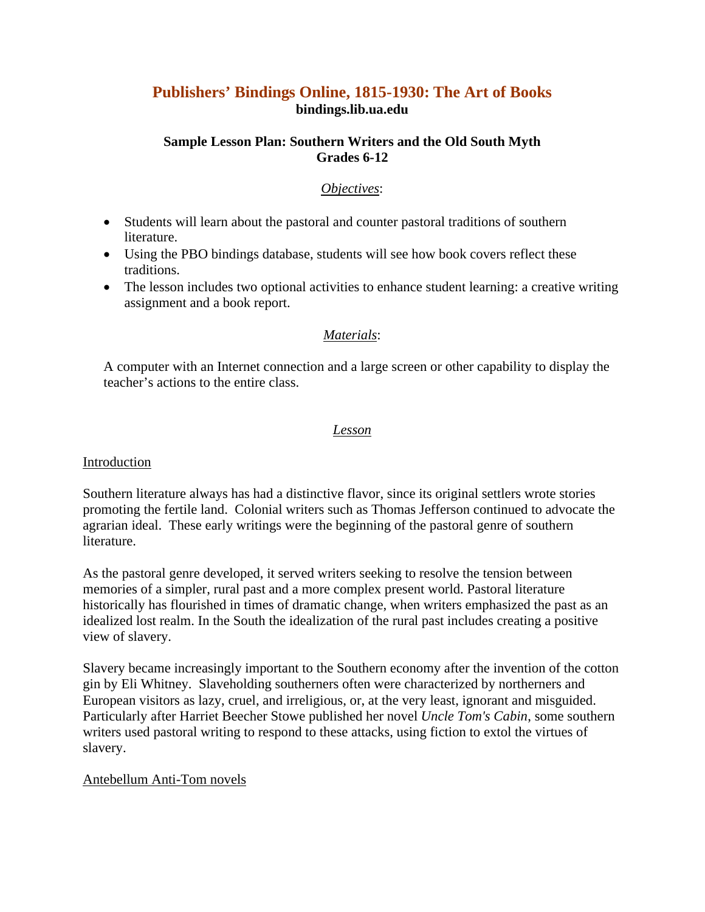# Publishers' Bindings Online, 1815-1930: The Art of Books

**bindings.lib.ua.edu**

## Sample Lesson Plan: Southern Writers and the Old South Myth
**Grades 6-12**

### *Objectives*:

- Students will learn about the pastoral and counter pastoral traditions of southern literature.
- Using the PBO bindings database, students will see how book covers reflect these traditions.
- The lesson includes two optional activities to enhance student learning: a creative writing assignment and a book report.

### *Materials*:

A computer with an Internet connection and a large screen or other capability to display the teacher's actions to the entire class.

### *Lesson*

#### Introduction

Southern literature always has had a distinctive flavor, since its original settlers wrote stories promoting the fertile land. Colonial writers such as Thomas Jefferson continued to advocate the agrarian ideal. These early writings were the beginning of the pastoral genre of southern literature.

As the pastoral genre developed, it served writers seeking to resolve the tension between memories of a simpler, rural past and a more complex present world. Pastoral literature historically has flourished in times of dramatic change, when writers emphasized the past as an idealized lost realm. In the South the idealization of the rural past includes creating a positive view of slavery.

Slavery became increasingly important to the Southern economy after the invention of the cotton gin by Eli Whitney. Slaveholding southerners often were characterized by northerners and European visitors as lazy, cruel, and irreligious, or, at the very least, ignorant and misguided. Particularly after Harriet Beecher Stowe published her novel *Uncle Tom's Cabin*, some southern writers used pastoral writing to respond to these attacks, using fiction to extol the virtues of slavery.

#### Antebellum Anti-Tom novels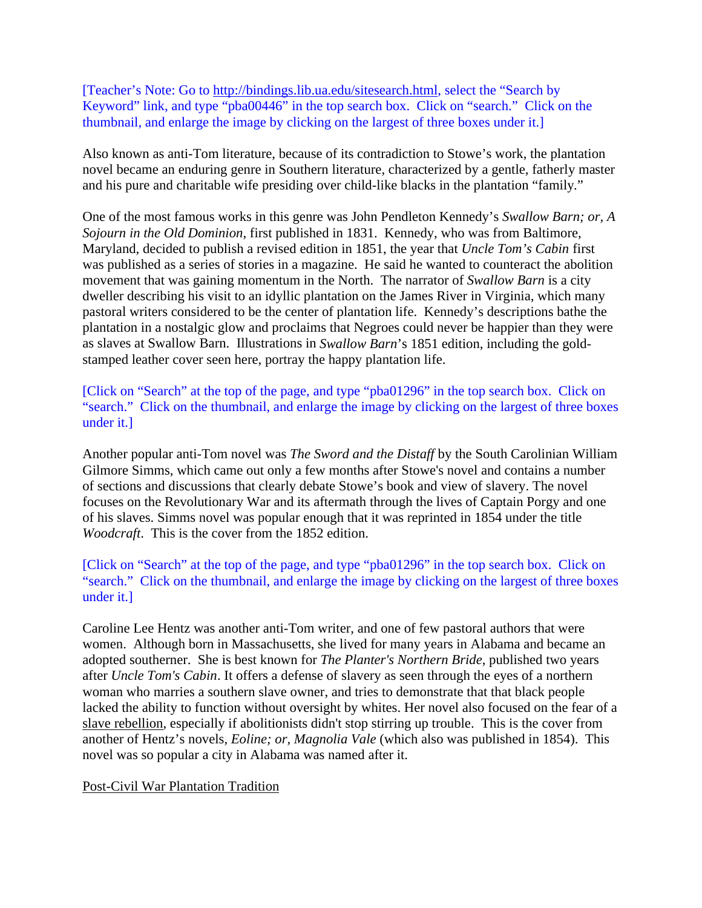[Teacher's Note: Go to http://bindings.lib.ua.edu/sitesearch.html, select the "Search by Keyword" link, and type "pba00446" in the top search box. Click on "search." Click on the thumbnail, and enlarge the image by clicking on the largest of three boxes under it.]

Also known as anti-Tom literature, because of its contradiction to Stowe's work, the plantation novel became an enduring genre in Southern literature, characterized by a gentle, fatherly master and his pure and charitable wife presiding over child-like blacks in the plantation "family."

One of the most famous works in this genre was John Pendleton Kennedy's *Swallow Barn; or, A Sojourn in the Old Dominion*, first published in 1831. Kennedy, who was from Baltimore, Maryland, decided to publish a revised edition in 1851, the year that *Uncle Tom's Cabin* first was published as a series of stories in a magazine. He said he wanted to counteract the abolition movement that was gaining momentum in the North. The narrator of *Swallow Barn* is a city dweller describing his visit to an idyllic plantation on the James River in Virginia, which many pastoral writers considered to be the center of plantation life. Kennedy's descriptions bathe the plantation in a nostalgic glow and proclaims that Negroes could never be happier than they were as slaves at Swallow Barn. Illustrations in *Swallow Barn*'s 1851 edition, including the gold-stamped leather cover seen here, portray the happy plantation life.

[Click on "Search" at the top of the page, and type "pba01296" in the top search box. Click on "search." Click on the thumbnail, and enlarge the image by clicking on the largest of three boxes under it.]

Another popular anti-Tom novel was *The Sword and the Distaff* by the South Carolinian William Gilmore Simms, which came out only a few months after Stowe's novel and contains a number of sections and discussions that clearly debate Stowe's book and view of slavery. The novel focuses on the Revolutionary War and its aftermath through the lives of Captain Porgy and one of his slaves. Simms novel was popular enough that it was reprinted in 1854 under the title *Woodcraft*. This is the cover from the 1852 edition.

[Click on "Search" at the top of the page, and type "pba01296" in the top search box. Click on "search." Click on the thumbnail, and enlarge the image by clicking on the largest of three boxes under it.]

Caroline Lee Hentz was another anti-Tom writer, and one of few pastoral authors that were women. Although born in Massachusetts, she lived for many years in Alabama and became an adopted southerner. She is best known for *The Planter's Northern Bride*, published two years after *Uncle Tom's Cabin*. It offers a defense of slavery as seen through the eyes of a northern woman who marries a southern slave owner, and tries to demonstrate that that black people lacked the ability to function without oversight by whites. Her novel also focused on the fear of a slave rebellion, especially if abolitionists didn't stop stirring up trouble. This is the cover from another of Hentz's novels, *Eoline; or, Magnolia Vale* (which also was published in 1854). This novel was so popular a city in Alabama was named after it.

Post-Civil War Plantation Tradition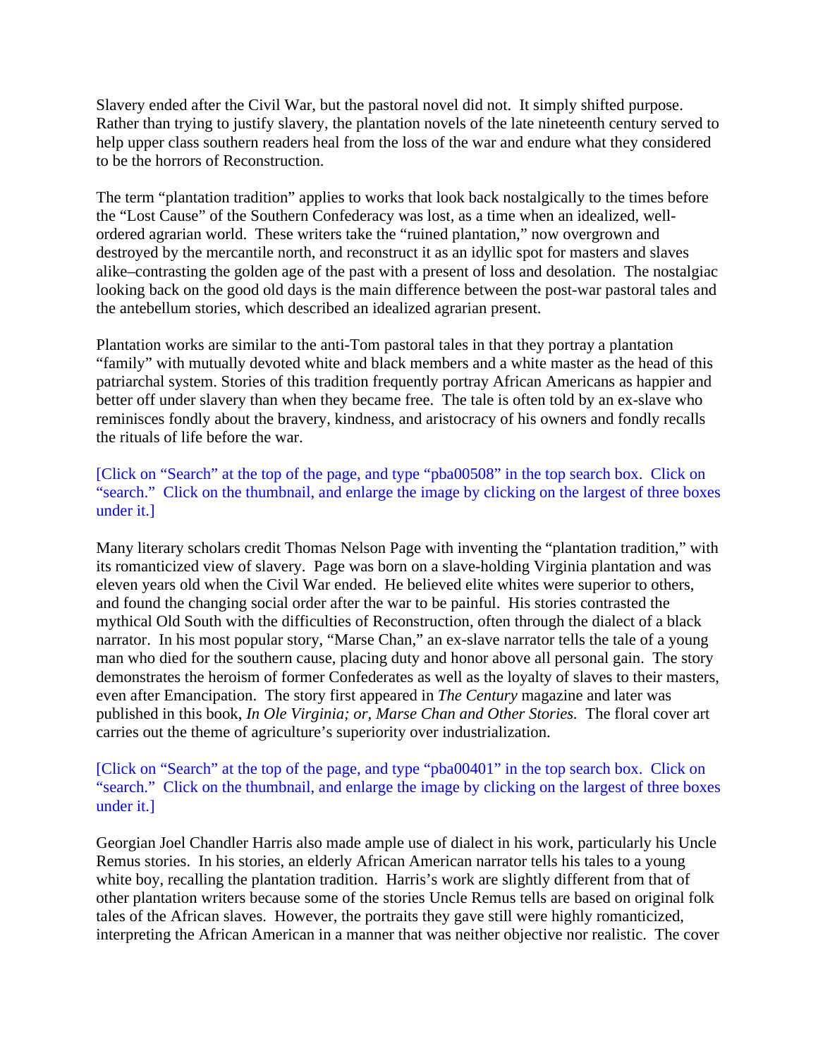Slavery ended after the Civil War, but the pastoral novel did not. It simply shifted purpose. Rather than trying to justify slavery, the plantation novels of the late nineteenth century served to help upper class southern readers heal from the loss of the war and endure what they considered to be the horrors of Reconstruction.

The term "plantation tradition" applies to works that look back nostalgically to the times before the "Lost Cause" of the Southern Confederacy was lost, as a time when an idealized, well-ordered agrarian world. These writers take the "ruined plantation," now overgrown and destroyed by the mercantile north, and reconstruct it as an idyllic spot for masters and slaves alike–contrasting the golden age of the past with a present of loss and desolation. The nostalgiac looking back on the good old days is the main difference between the post-war pastoral tales and the antebellum stories, which described an idealized agrarian present.

Plantation works are similar to the anti-Tom pastoral tales in that they portray a plantation "family" with mutually devoted white and black members and a white master as the head of this patriarchal system. Stories of this tradition frequently portray African Americans as happier and better off under slavery than when they became free. The tale is often told by an ex-slave who reminisces fondly about the bravery, kindness, and aristocracy of his owners and fondly recalls the rituals of life before the war.

[Click on "Search" at the top of the page, and type "pba00508" in the top search box. Click on "search." Click on the thumbnail, and enlarge the image by clicking on the largest of three boxes under it.]

Many literary scholars credit Thomas Nelson Page with inventing the "plantation tradition," with its romanticized view of slavery. Page was born on a slave-holding Virginia plantation and was eleven years old when the Civil War ended. He believed elite whites were superior to others, and found the changing social order after the war to be painful. His stories contrasted the mythical Old South with the difficulties of Reconstruction, often through the dialect of a black narrator. In his most popular story, "Marse Chan," an ex-slave narrator tells the tale of a young man who died for the southern cause, placing duty and honor above all personal gain. The story demonstrates the heroism of former Confederates as well as the loyalty of slaves to their masters, even after Emancipation. The story first appeared in *The Century* magazine and later was published in this book, *In Ole Virginia; or, Marse Chan and Other Stories.* The floral cover art carries out the theme of agriculture's superiority over industrialization.

[Click on "Search" at the top of the page, and type "pba00401" in the top search box. Click on "search." Click on the thumbnail, and enlarge the image by clicking on the largest of three boxes under it.]

Georgian Joel Chandler Harris also made ample use of dialect in his work, particularly his Uncle Remus stories. In his stories, an elderly African American narrator tells his tales to a young white boy, recalling the plantation tradition. Harris's work are slightly different from that of other plantation writers because some of the stories Uncle Remus tells are based on original folk tales of the African slaves. However, the portraits they gave still were highly romanticized, interpreting the African American in a manner that was neither objective nor realistic. The cover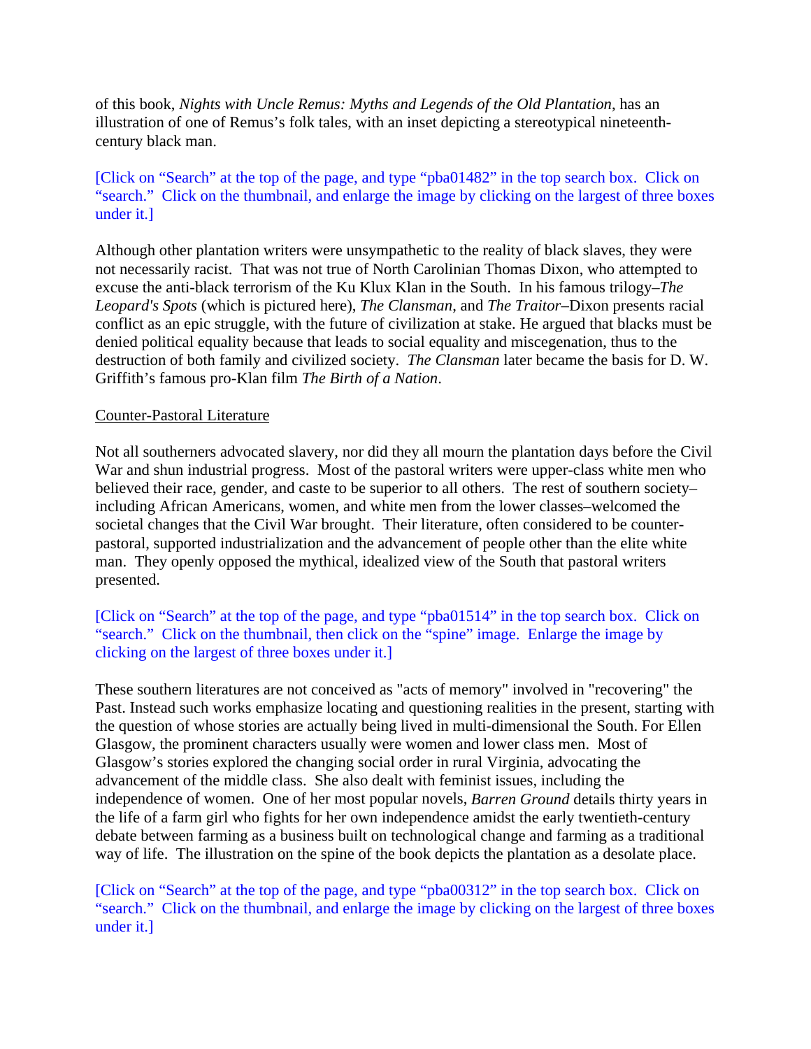of this book, *Nights with Uncle Remus: Myths and Legends of the Old Plantation*, has an illustration of one of Remus's folk tales, with an inset depicting a stereotypical nineteenth-century black man.

[Click on "Search" at the top of the page, and type "pba01482" in the top search box. Click on "search." Click on the thumbnail, and enlarge the image by clicking on the largest of three boxes under it.]

Although other plantation writers were unsympathetic to the reality of black slaves, they were not necessarily racist. That was not true of North Carolinian Thomas Dixon, who attempted to excuse the anti-black terrorism of the Ku Klux Klan in the South. In his famous trilogy–*The Leopard's Spots* (which is pictured here), *The Clansman*, and *The Traitor*–Dixon presents racial conflict as an epic struggle, with the future of civilization at stake. He argued that blacks must be denied political equality because that leads to social equality and miscegenation, thus to the destruction of both family and civilized society. *The Clansman* later became the basis for D. W. Griffith's famous pro-Klan film *The Birth of a Nation*.

<u>Counter-Pastoral Literature</u>

Not all southerners advocated slavery, nor did they all mourn the plantation days before the Civil War and shun industrial progress. Most of the pastoral writers were upper-class white men who believed their race, gender, and caste to be superior to all others. The rest of southern society–including African Americans, women, and white men from the lower classes–welcomed the societal changes that the Civil War brought. Their literature, often considered to be counter-pastoral, supported industrialization and the advancement of people other than the elite white man. They openly opposed the mythical, idealized view of the South that pastoral writers presented.

[Click on "Search" at the top of the page, and type "pba01514" in the top search box. Click on "search." Click on the thumbnail, then click on the "spine" image. Enlarge the image by clicking on the largest of three boxes under it.]

These southern literatures are not conceived as "acts of memory" involved in "recovering" the Past. Instead such works emphasize locating and questioning realities in the present, starting with the question of whose stories are actually being lived in multi-dimensional the South. For Ellen Glasgow, the prominent characters usually were women and lower class men. Most of Glasgow's stories explored the changing social order in rural Virginia, advocating the advancement of the middle class. She also dealt with feminist issues, including the independence of women. One of her most popular novels, *Barren Ground* details thirty years in the life of a farm girl who fights for her own independence amidst the early twentieth-century debate between farming as a business built on technological change and farming as a traditional way of life. The illustration on the spine of the book depicts the plantation as a desolate place.

[Click on "Search" at the top of the page, and type "pba00312" in the top search box. Click on "search." Click on the thumbnail, and enlarge the image by clicking on the largest of three boxes under it.]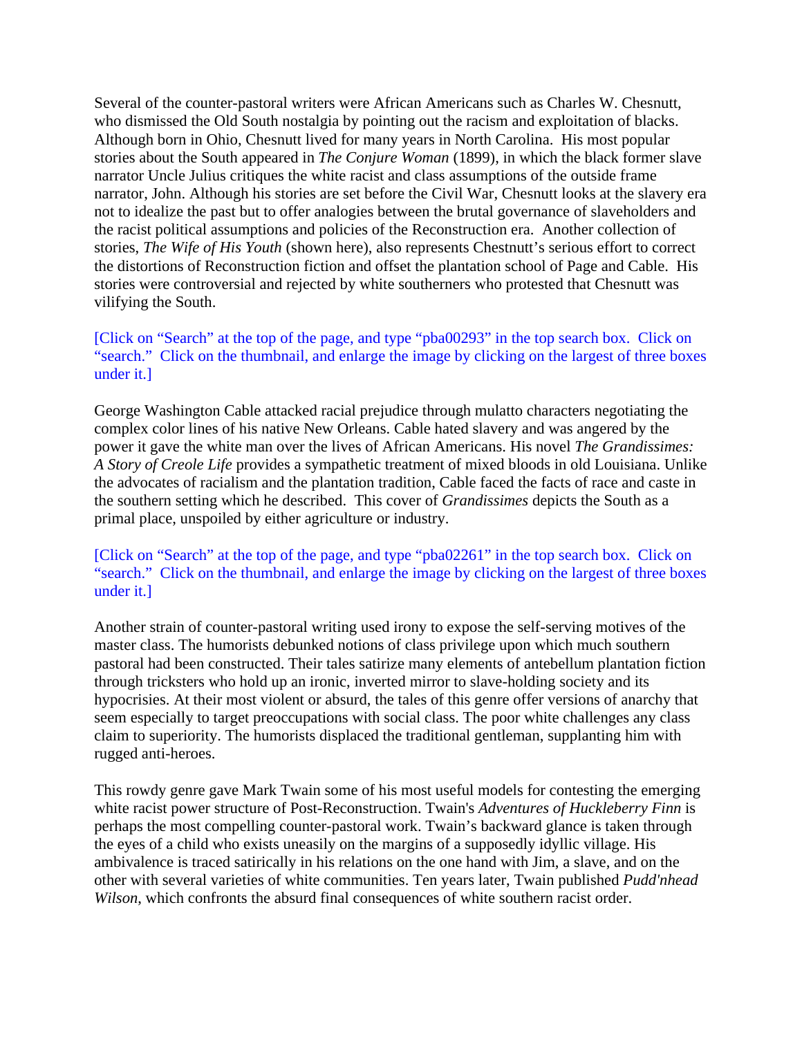Several of the counter-pastoral writers were African Americans such as Charles W. Chesnutt, who dismissed the Old South nostalgia by pointing out the racism and exploitation of blacks. Although born in Ohio, Chesnutt lived for many years in North Carolina. His most popular stories about the South appeared in *The Conjure Woman* (1899), in which the black former slave narrator Uncle Julius critiques the white racist and class assumptions of the outside frame narrator, John. Although his stories are set before the Civil War, Chesnutt looks at the slavery era not to idealize the past but to offer analogies between the brutal governance of slaveholders and the racist political assumptions and policies of the Reconstruction era. Another collection of stories, *The Wife of His Youth* (shown here), also represents Chestnutt's serious effort to correct the distortions of Reconstruction fiction and offset the plantation school of Page and Cable. His stories were controversial and rejected by white southerners who protested that Chesnutt was vilifying the South.

[Click on "Search" at the top of the page, and type "pba00293" in the top search box. Click on "search." Click on the thumbnail, and enlarge the image by clicking on the largest of three boxes under it.]

George Washington Cable attacked racial prejudice through mulatto characters negotiating the complex color lines of his native New Orleans. Cable hated slavery and was angered by the power it gave the white man over the lives of African Americans. His novel *The Grandissimes: A Story of Creole Life* provides a sympathetic treatment of mixed bloods in old Louisiana. Unlike the advocates of racialism and the plantation tradition, Cable faced the facts of race and caste in the southern setting which he described. This cover of *Grandissimes* depicts the South as a primal place, unspoiled by either agriculture or industry.

[Click on "Search" at the top of the page, and type "pba02261" in the top search box. Click on "search." Click on the thumbnail, and enlarge the image by clicking on the largest of three boxes under it.]

Another strain of counter-pastoral writing used irony to expose the self-serving motives of the master class. The humorists debunked notions of class privilege upon which much southern pastoral had been constructed. Their tales satirize many elements of antebellum plantation fiction through tricksters who hold up an ironic, inverted mirror to slave-holding society and its hypocrisies. At their most violent or absurd, the tales of this genre offer versions of anarchy that seem especially to target preoccupations with social class. The poor white challenges any class claim to superiority. The humorists displaced the traditional gentleman, supplanting him with rugged anti-heroes.

This rowdy genre gave Mark Twain some of his most useful models for contesting the emerging white racist power structure of Post-Reconstruction. Twain's *Adventures of Huckleberry Finn* is perhaps the most compelling counter-pastoral work. Twain's backward glance is taken through the eyes of a child who exists uneasily on the margins of a supposedly idyllic village. His ambivalence is traced satirically in his relations on the one hand with Jim, a slave, and on the other with several varieties of white communities. Ten years later, Twain published *Pudd'nhead Wilson*, which confronts the absurd final consequences of white southern racist order.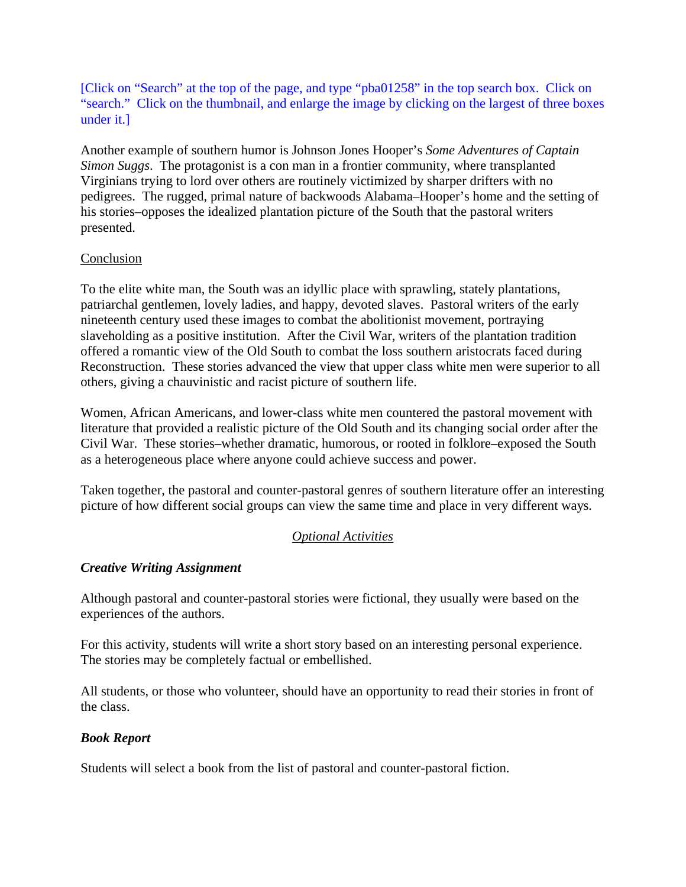[Click on "Search" at the top of the page, and type "pba01258" in the top search box. Click on "search." Click on the thumbnail, and enlarge the image by clicking on the largest of three boxes under it.]

Another example of southern humor is Johnson Jones Hooper's *Some Adventures of Captain Simon Suggs*. The protagonist is a con man in a frontier community, where transplanted Virginians trying to lord over others are routinely victimized by sharper drifters with no pedigrees. The rugged, primal nature of backwoods Alabama–Hooper's home and the setting of his stories–opposes the idealized plantation picture of the South that the pastoral writers presented.

## Conclusion

To the elite white man, the South was an idyllic place with sprawling, stately plantations, patriarchal gentlemen, lovely ladies, and happy, devoted slaves. Pastoral writers of the early nineteenth century used these images to combat the abolitionist movement, portraying slaveholding as a positive institution. After the Civil War, writers of the plantation tradition offered a romantic view of the Old South to combat the loss southern aristocrats faced during Reconstruction. These stories advanced the view that upper class white men were superior to all others, giving a chauvinistic and racist picture of southern life.

Women, African Americans, and lower-class white men countered the pastoral movement with literature that provided a realistic picture of the Old South and its changing social order after the Civil War. These stories–whether dramatic, humorous, or rooted in folklore–exposed the South as a heterogeneous place where anyone could achieve success and power.

Taken together, the pastoral and counter-pastoral genres of southern literature offer an interesting picture of how different social groups can view the same time and place in very different ways.

## *Optional Activities*

### ***Creative Writing Assignment***

Although pastoral and counter-pastoral stories were fictional, they usually were based on the experiences of the authors.

For this activity, students will write a short story based on an interesting personal experience. The stories may be completely factual or embellished.

All students, or those who volunteer, should have an opportunity to read their stories in front of the class.

### ***Book Report***

Students will select a book from the list of pastoral and counter-pastoral fiction.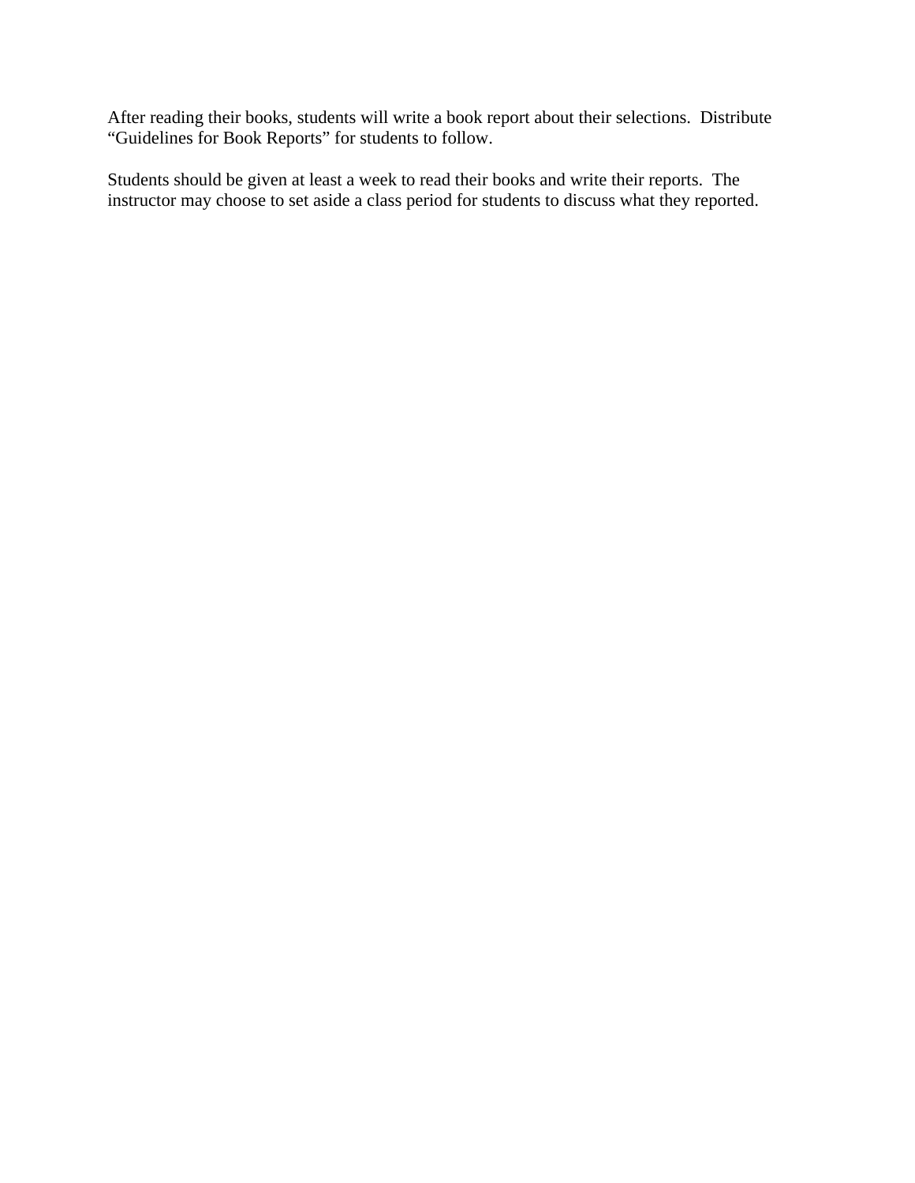After reading their books, students will write a book report about their selections. Distribute "Guidelines for Book Reports" for students to follow.

Students should be given at least a week to read their books and write their reports. The instructor may choose to set aside a class period for students to discuss what they reported.